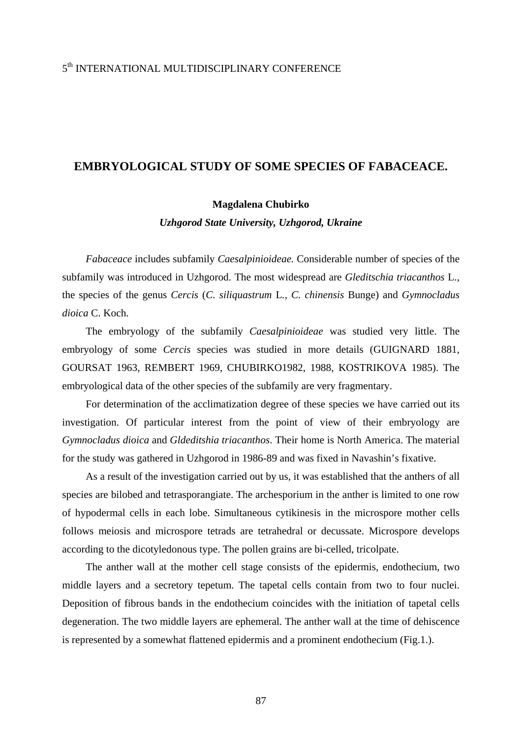# EMBRYOLOGICAL STUDY OF SOME SPECIES OF FABACEACE.

**Magdalena Chubirko**

***Uzhgorod State University, Uzhgorod, Ukraine***

*Fabaceace* includes subfamily *Caesalpinioideae.* Considerable number of species of the subfamily was introduced in Uzhgorod. The most widespread are *Gleditschia triacanthos* L., the species of the genus *Cercis* (*C. siliquastrum* L., *C. chinensis* Bunge) and *Gymnocladus dioica* C. Koch.

The embryology of the subfamily *Caesalpinioideae* was studied very little. The embryology of some *Cercis* species was studied in more details (GUIGNARD 1881, GOURSAT 1963, REMBERT 1969, CHUBIRKO1982, 1988, KOSTRIKOVA 1985). The embryological data of the other species of the subfamily are very fragmentary.

For determination of the acclimatization degree of these species we have carried out its investigation. Of particular interest from the point of view of their embryology are *Gymnocladus dioica* and *Gldeditshia triacanthos*. Their home is North America. The material for the study was gathered in Uzhgorod in 1986-89 and was fixed in Navashin's fixative.

As a result of the investigation carried out by us, it was established that the anthers of all species are bilobed and tetrasporangiate. The archesporium in the anther is limited to one row of hypodermal cells in each lobe. Simultaneous cytikinesis in the microspore mother cells follows meiosis and microspore tetrads are tetrahedral or decussate. Microspore develops according to the dicotyledonous type. The pollen grains are bi-celled, tricolpate.

The anther wall at the mother cell stage consists of the epidermis, endothecium, two middle layers and a secretory tepetum. The tapetal cells contain from two to four nuclei. Deposition of fibrous bands in the endothecium coincides with the initiation of tapetal cells degeneration. The two middle layers are ephemeral. The anther wall at the time of dehiscence is represented by a somewhat flattened epidermis and a prominent endothecium (Fig.1.).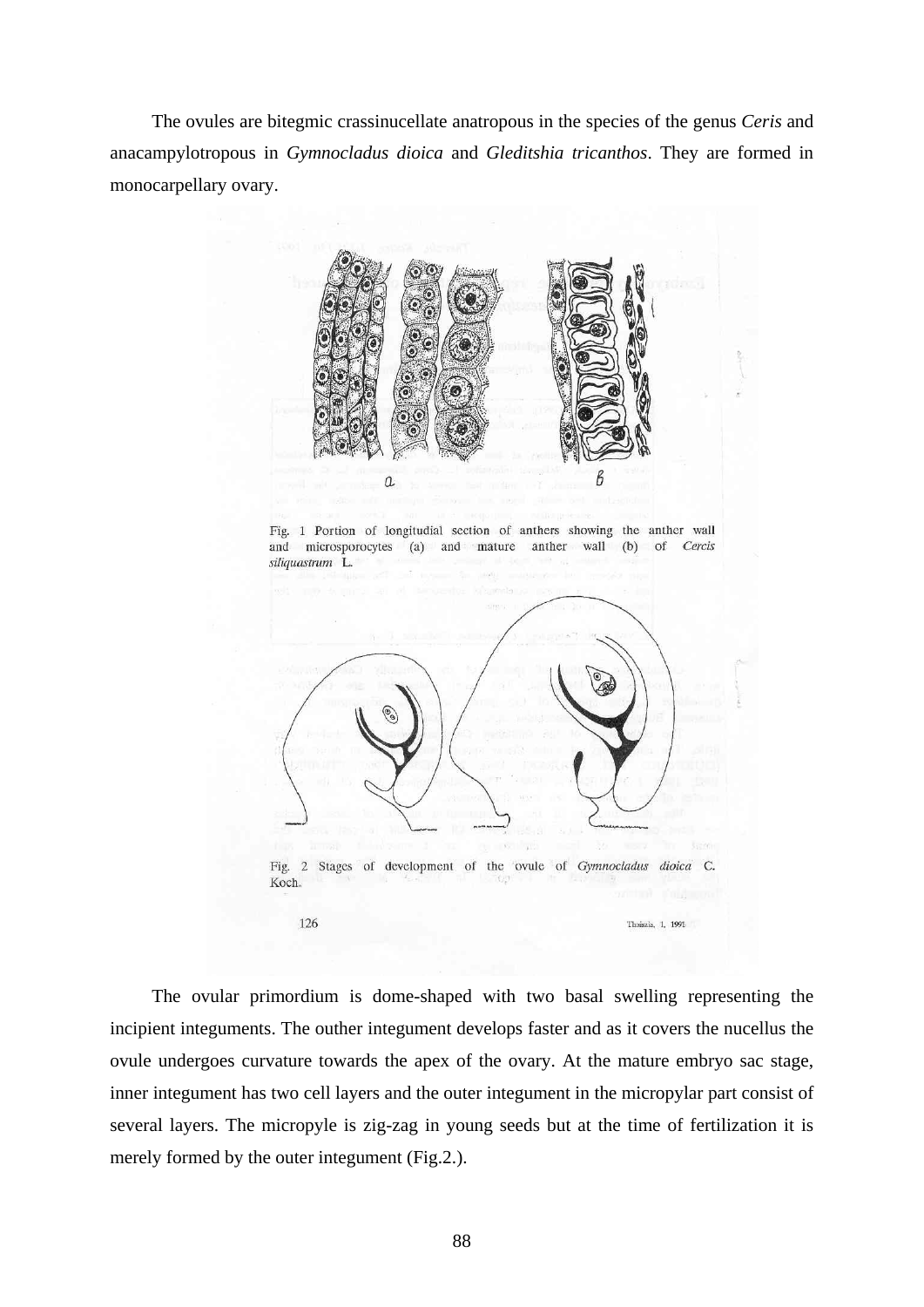The ovules are bitegmic crassinucellate anatropous in the species of the genus *Ceris* and anacampylotropous in *Gymnocladus dioica* and *Gleditshia tricanthos*. They are formed in monocarpellary ovary.

Fig. 1 Portion of longitudial section of anthers showing the anther wall and microsporocytes (a) and mature anther wall (b) of *Cercis siliquastrum* L.

Fig. 2 Stages of development of the ovule of *Gymnocladus dioica* C. Koch.

The ovular primordium is dome-shaped with two basal swelling representing the incipient integuments. The outher integument develops faster and as it covers the nucellus the ovule undergoes curvature towards the apex of the ovary. At the mature embryo sac stage, inner integument has two cell layers and the outer integument in the micropylar part consist of several layers. The micropyle is zig-zag in young seeds but at the time of fertilization it is merely formed by the outer integument (Fig.2.).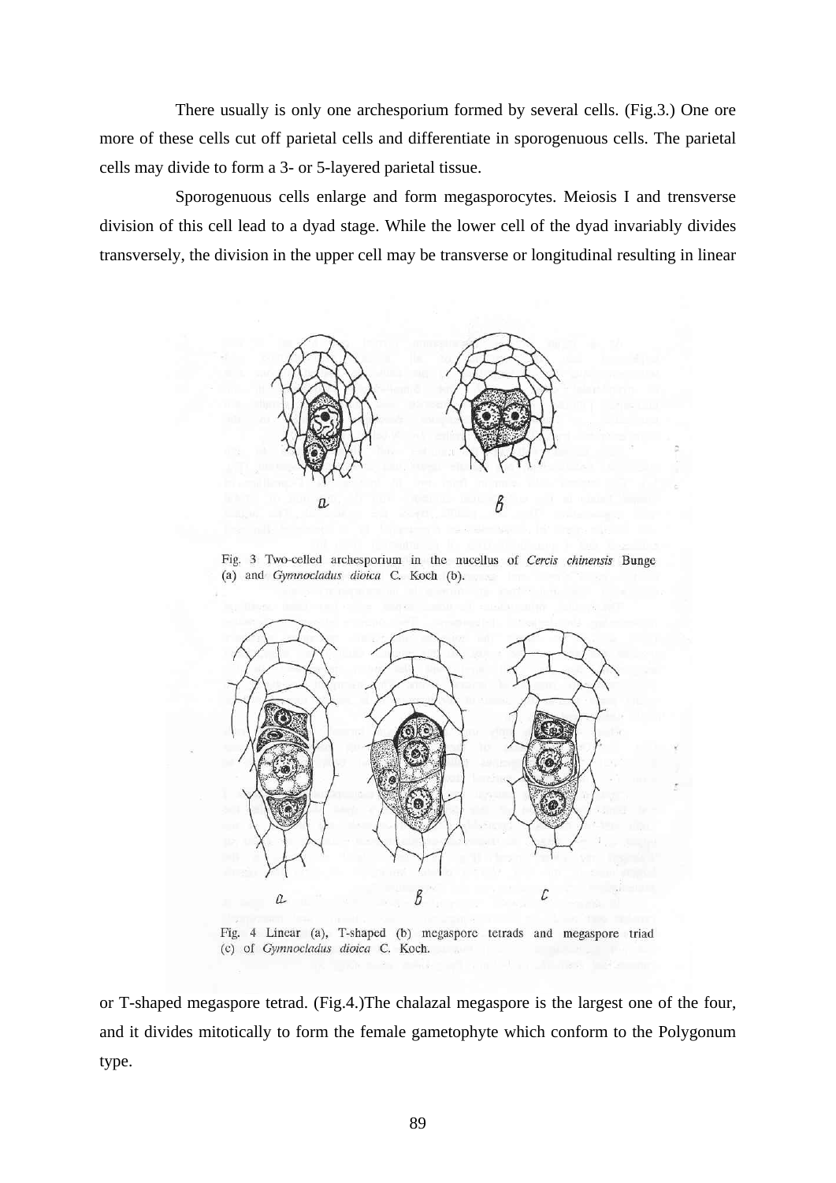There usually is only one archesporium formed by several cells. (Fig.3.) One ore more of these cells cut off parietal cells and differentiate in sporogenuous cells. The parietal cells may divide to form a 3- or 5-layered parietal tissue.

Sporogenuous cells enlarge and form megasporocytes. Meiosis I and trensverse division of this cell lead to a dyad stage. While the lower cell of the dyad invariably divides transversely, the division in the upper cell may be transverse or longitudinal resulting in linear

Fig. 3 Two-celled archesporium in the nucellus of *Cercis chinensis* Bunge (a) and *Gymnocladus dioica* C. Koch (b).

Fig. 4 Linear (a), T-shaped (b) megaspore tetrads and megaspore triad (c) of *Gymnocladus dioica* C. Koch.

or T-shaped megaspore tetrad. (Fig.4.)The chalazal megaspore is the largest one of the four, and it divides mitotically to form the female gametophyte which conform to the Polygonum type.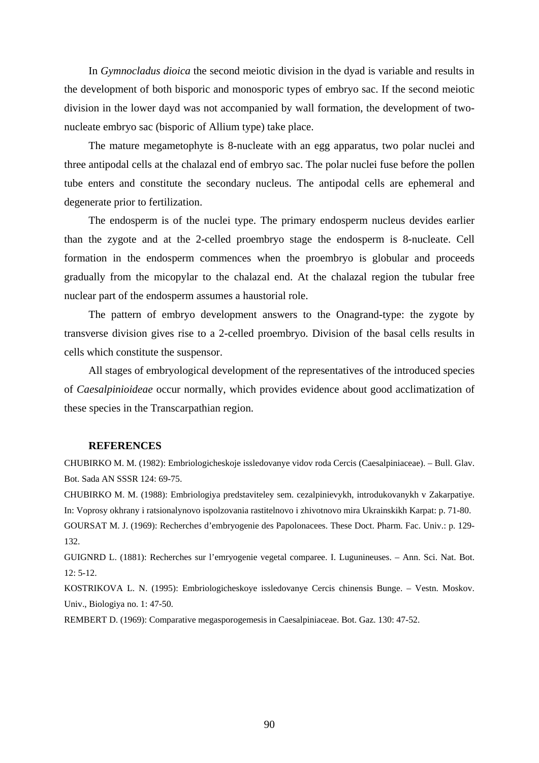In *Gymnocladus dioica* the second meiotic division in the dyad is variable and results in the development of both bisporic and monosporic types of embryo sac. If the second meiotic division in the lower dayd was not accompanied by wall formation, the development of two-nucleate embryo sac (bisporic of Allium type) take place.

The mature megametophyte is 8-nucleate with an egg apparatus, two polar nuclei and three antipodal cells at the chalazal end of embryo sac. The polar nuclei fuse before the pollen tube enters and constitute the secondary nucleus. The antipodal cells are ephemeral and degenerate prior to fertilization.

The endosperm is of the nuclei type. The primary endosperm nucleus devides earlier than the zygote and at the 2-celled proembryo stage the endosperm is 8-nucleate. Cell formation in the endosperm commences when the proembryo is globular and proceeds gradually from the micopylar to the chalazal end. At the chalazal region the tubular free nuclear part of the endosperm assumes a haustorial role.

The pattern of embryo development answers to the Onagrand-type: the zygote by transverse division gives rise to a 2-celled proembryo. Division of the basal cells results in cells which constitute the suspensor.

All stages of embryological development of the representatives of the introduced species of *Caesalpinioideae* occur normally, which provides evidence about good acclimatization of these species in the Transcarpathian region.

## REFERENCES

CHUBIRKO M. M. (1982): Embriologicheskoje issledovanye vidov roda Cercis (Caesalpiniaceae). – Bull. Glav. Bot. Sada AN SSSR 124: 69-75.

CHUBIRKO M. M. (1988): Embriologiya predstaviteley sem. cezalpinievykh, introdukovanykh v Zakarpatiye. In: Voprosy okhrany i ratsionalynovo ispolzovania rastitelnovo i zhivotnovo mira Ukrainskikh Karpat: p. 71-80.

GOURSAT M. J. (1969): Recherches d'embryogenie des Papolonacees. These Doct. Pharm. Fac. Univ.: p. 129-132.

GUIGNRD L. (1881): Recherches sur l'emryogenie vegetal comparee. I. Lugunineuses. – Ann. Sci. Nat. Bot. 12: 5-12.

KOSTRIKOVA L. N. (1995): Embriologicheskoye issledovanye Cercis chinensis Bunge. – Vestn. Moskov. Univ., Biologiya no. 1: 47-50.

REMBERT D. (1969): Comparative megasporogemesis in Caesalpiniaceae. Bot. Gaz. 130: 47-52.